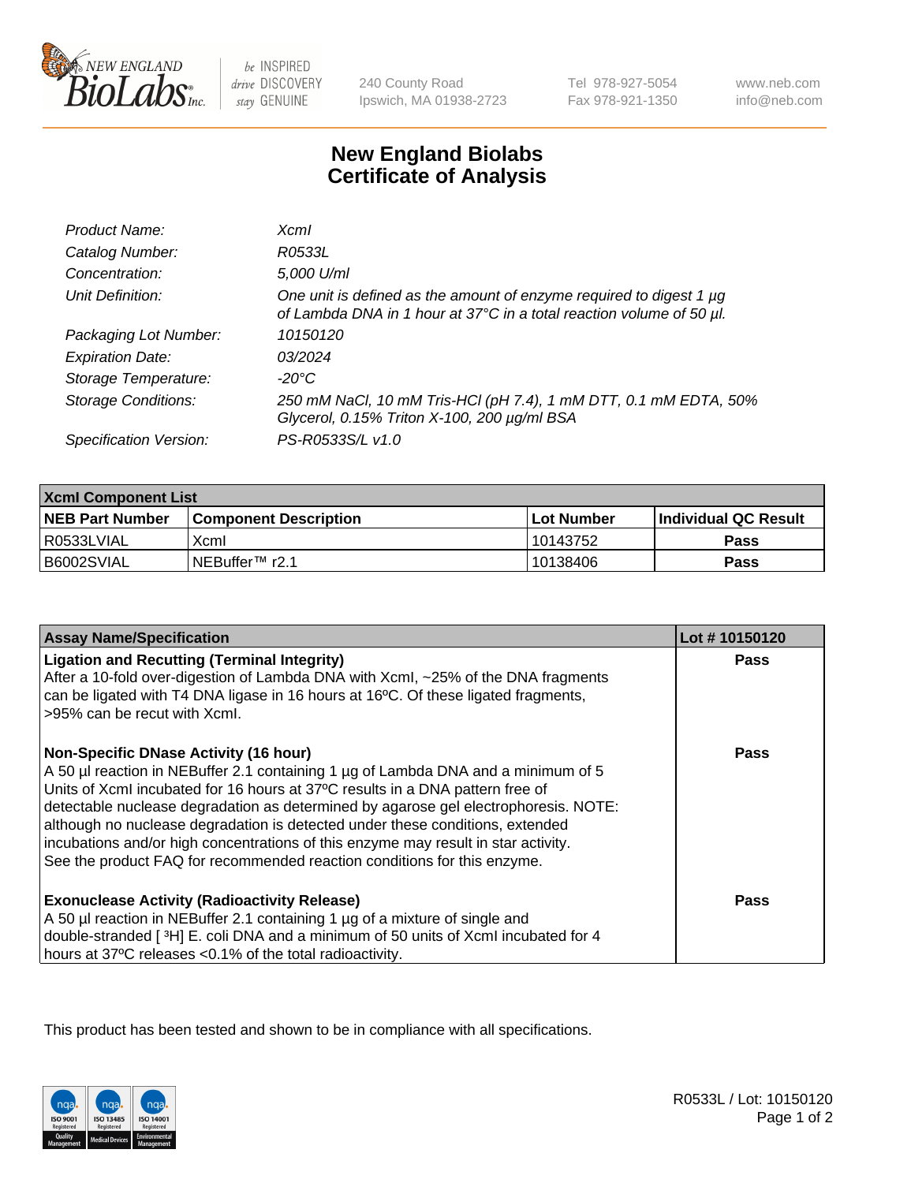# New England Biolabs Certificate of Analysis

| | |
|---|---|
| *Product Name:* | *XcmI* |
| *Catalog Number:* | *R0533L* |
| *Concentration:* | *5,000 U/ml* |
| *Unit Definition:* | *One unit is defined as the amount of enzyme required to digest 1 µg of Lambda DNA in 1 hour at 37°C in a total reaction volume of 50 µl.* |
| *Packaging Lot Number:* | *10150120* |
| *Expiration Date:* | *03/2024* |
| *Storage Temperature:* | *-20°C* |
| *Storage Conditions:* | *250 mM NaCl, 10 mM Tris-HCl (pH 7.4), 1 mM DTT, 0.1 mM EDTA, 50% Glycerol, 0.15% Triton X-100, 200 µg/ml BSA* |
| *Specification Version:* | *PS-R0533S/L v1.0* |

| **XcmI Component List** | | | |
|---|---|---|---|
| **NEB Part Number** | **Component Description** | **Lot Number** | **Individual QC Result** |
| R0533LVIAL | XcmI | 10143752 | **Pass** |
| B6002SVIAL | NEBuffer™ r2.1 | 10138406 | **Pass** |

| **Assay Name/Specification** | **Lot # 10150120** |
|---|---|
| **Ligation and Recutting (Terminal Integrity)**<br>After a 10-fold over-digestion of Lambda DNA with XcmI, ~25% of the DNA fragments can be ligated with T4 DNA ligase in 16 hours at 16ºC. Of these ligated fragments, >95% can be recut with XcmI. | **Pass** |
| **Non-Specific DNase Activity (16 hour)**<br>A 50 µl reaction in NEBuffer 2.1 containing 1 µg of Lambda DNA and a minimum of 5 Units of XcmI incubated for 16 hours at 37ºC results in a DNA pattern free of detectable nuclease degradation as determined by agarose gel electrophoresis. NOTE: although no nuclease degradation is detected under these conditions, extended incubations and/or high concentrations of this enzyme may result in star activity. See the product FAQ for recommended reaction conditions for this enzyme. | **Pass** |
| **Exonuclease Activity (Radioactivity Release)**<br>A 50 µl reaction in NEBuffer 2.1 containing 1 µg of a mixture of single and double-stranded [ $^{3}$H] E. coli DNA and a minimum of 50 units of XcmI incubated for 4 hours at 37ºC releases <0.1% of the total radioactivity. | **Pass** |

This product has been tested and shown to be in compliance with all specifications.

R0533L / Lot: 10150120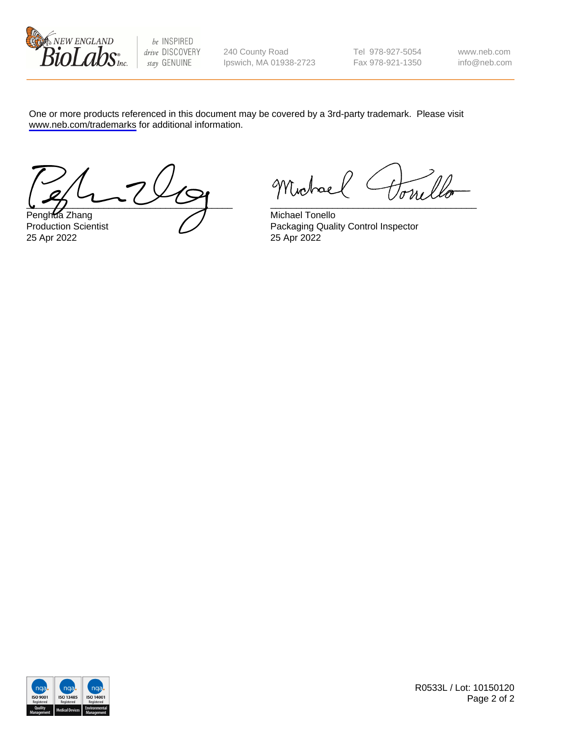One or more products referenced in this document may be covered by a 3rd-party trademark. Please visit www.neb.com/trademarks for additional information.

Penghua Zhang
Production Scientist
25 Apr 2022

Michael Tonello
Packaging Quality Control Inspector
25 Apr 2022

R0533L / Lot: 10150120